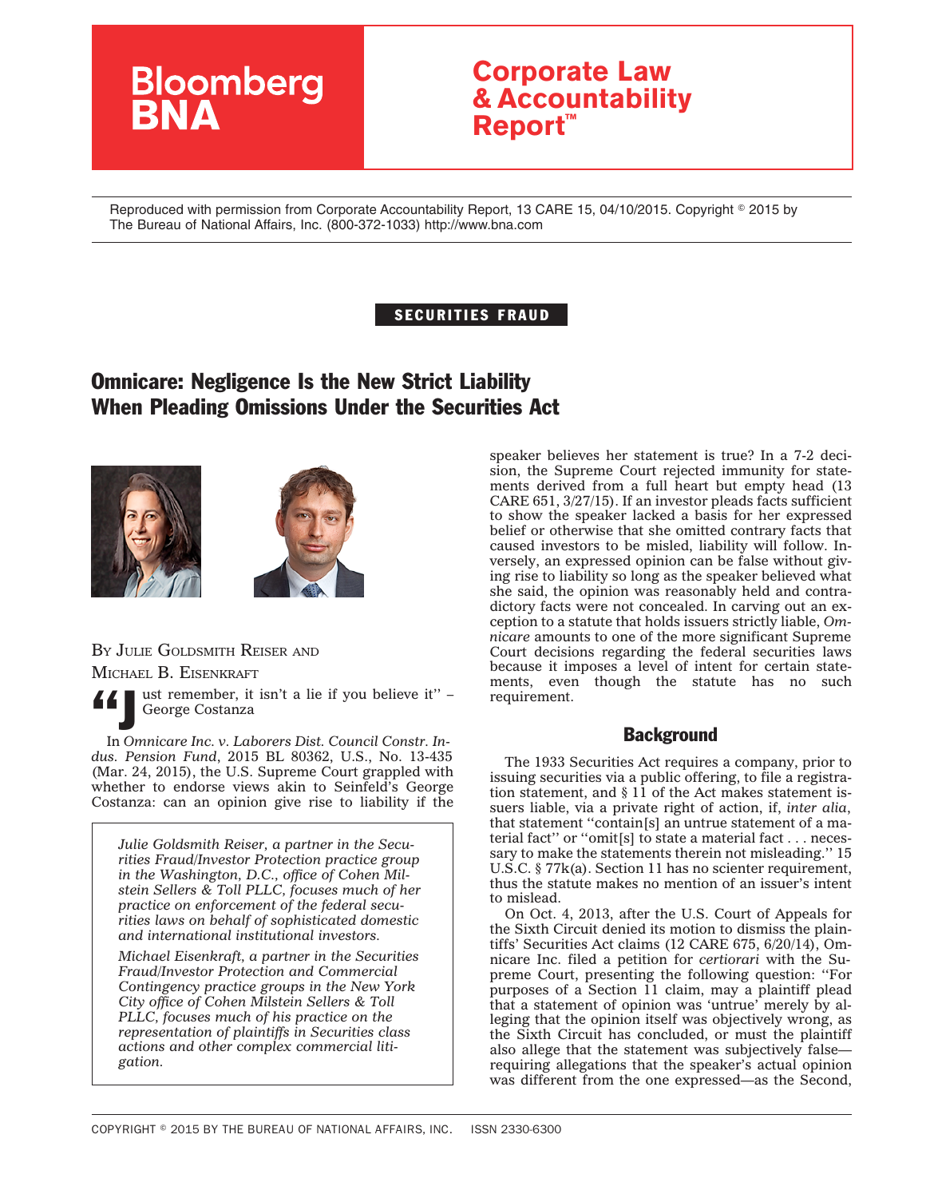Bloomberg BNA

# Corporate Law & Accountability Report™

Reproduced with permission from Corporate Accountability Report, 13 CARE 15, 04/10/2015. Copyright © 2015 by The Bureau of National Affairs, Inc. (800-372-1033) http://www.bna.com

**SECURITIES FRAUD**

## Omnicare: Negligence Is the New Strict Liability When Pleading Omissions Under the Securities Act

BY JULIE GOLDSMITH REISER AND MICHAEL B. EISENKRAFT

"Just remember, it isn't a lie if you believe it" – George Costanza

In *Omnicare Inc. v. Laborers Dist. Council Constr. Indus. Pension Fund*, 2015 BL 80362, U.S., No. 13-435 (Mar. 24, 2015), the U.S. Supreme Court grappled with whether to endorse views akin to Seinfeld's George Costanza: can an opinion give rise to liability if the speaker believes her statement is true? In a 7-2 decision, the Supreme Court rejected immunity for statements derived from a full heart but empty head (13 CARE 651, 3/27/15). If an investor pleads facts sufficient to show the speaker lacked a basis for her expressed belief or otherwise that she omitted contrary facts that caused investors to be misled, liability will follow. Inversely, an expressed opinion can be false without giving rise to liability so long as the speaker believed what she said, the opinion was reasonably held and contradictory facts were not concealed. In carving out an exception to a statute that holds issuers strictly liable, *Omnicare* amounts to one of the more significant Supreme Court decisions regarding the federal securities laws because it imposes a level of intent for certain statements, even though the statute has no such requirement.

*Julie Goldsmith Reiser, a partner in the Securities Fraud/Investor Protection practice group in the Washington, D.C., office of Cohen Milstein Sellers & Toll PLLC, focuses much of her practice on enforcement of the federal securities laws on behalf of sophisticated domestic and international institutional investors.*

*Michael Eisenkraft, a partner in the Securities Fraud/Investor Protection and Commercial Contingency practice groups in the New York City office of Cohen Milstein Sellers & Toll PLLC, focuses much of his practice on the representation of plaintiffs in Securities class actions and other complex commercial litigation.*

### Background

The 1933 Securities Act requires a company, prior to issuing securities via a public offering, to file a registration statement, and § 11 of the Act makes statement issuers liable, via a private right of action, if, *inter alia*, that statement "contain[s] an untrue statement of a material fact" or "omit[s] to state a material fact . . . necessary to make the statements therein not misleading." 15 U.S.C. § 77k(a). Section 11 has no scienter requirement, thus the statute makes no mention of an issuer's intent to mislead.

On Oct. 4, 2013, after the U.S. Court of Appeals for the Sixth Circuit denied its motion to dismiss the plaintiffs' Securities Act claims (12 CARE 675, 6/20/14), Omnicare Inc. filed a petition for *certiorari* with the Supreme Court, presenting the following question: "For purposes of a Section 11 claim, may a plaintiff plead that a statement of opinion was 'untrue' merely by alleging that the opinion itself was objectively wrong, as the Sixth Circuit has concluded, or must the plaintiff also allege that the statement was subjectively false—requiring allegations that the speaker's actual opinion was different from the one expressed—as the Second,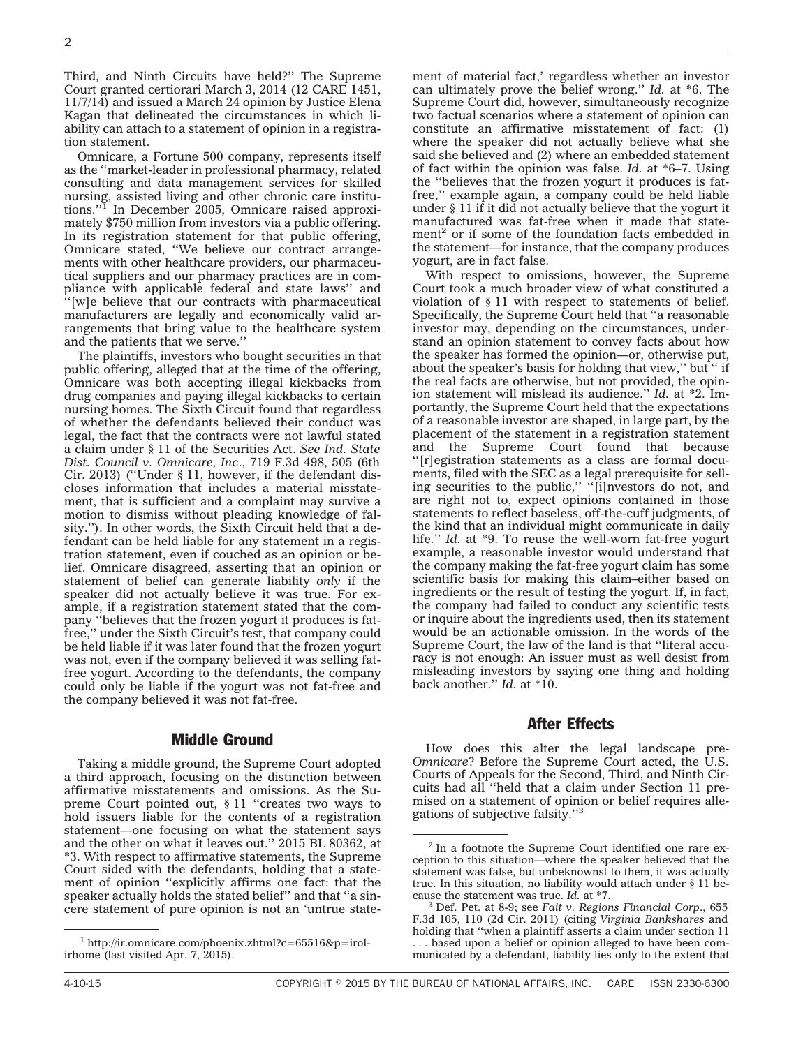Third, and Ninth Circuits have held?'' The Supreme Court granted certiorari March 3, 2014 (12 CARE 1451, 11/7/14) and issued a March 24 opinion by Justice Elena Kagan that delineated the circumstances in which liability can attach to a statement of opinion in a registration statement.

Omnicare, a Fortune 500 company, represents itself as the ''market-leader in professional pharmacy, related consulting and data management services for skilled nursing, assisted living and other chronic care institutions.''[1] In December 2005, Omnicare raised approximately $750 million from investors via a public offering. In its registration statement for that public offering, Omnicare stated, ''We believe our contract arrangements with other healthcare providers, our pharmaceutical suppliers and our pharmacy practices are in compliance with applicable federal and state laws'' and ''[w]e believe that our contracts with pharmaceutical manufacturers are legally and economically valid arrangements that bring value to the healthcare system and the patients that we serve.''

The plaintiffs, investors who bought securities in that public offering, alleged that at the time of the offering, Omnicare was both accepting illegal kickbacks from drug companies and paying illegal kickbacks to certain nursing homes. The Sixth Circuit found that regardless of whether the defendants believed their conduct was legal, the fact that the contracts were not lawful stated a claim under § 11 of the Securities Act. *See Ind. State Dist. Council v. Omnicare, Inc.*, 719 F.3d 498, 505 (6th Cir. 2013) (''Under § 11, however, if the defendant discloses information that includes a material misstatement, that is sufficient and a complaint may survive a motion to dismiss without pleading knowledge of falsity.''). In other words, the Sixth Circuit held that a defendant can be held liable for any statement in a registration statement, even if couched as an opinion or belief. Omnicare disagreed, asserting that an opinion or statement of belief can generate liability *only* if the speaker did not actually believe it was true. For example, if a registration statement stated that the company ''believes that the frozen yogurt it produces is fat-free,'' under the Sixth Circuit's test, that company could be held liable if it was later found that the frozen yogurt was not, even if the company believed it was selling fat-free yogurt. According to the defendants, the company could only be liable if the yogurt was not fat-free and the company believed it was not fat-free.

## Middle Ground

Taking a middle ground, the Supreme Court adopted a third approach, focusing on the distinction between affirmative misstatements and omissions. As the Supreme Court pointed out, § 11 ''creates two ways to hold issuers liable for the contents of a registration statement—one focusing on what the statement says and the other on what it leaves out.'' 2015 BL 80362, at *3. With respect to affirmative statements, the Supreme Court sided with the defendants, holding that a statement of opinion ''explicitly affirms one fact: that the speaker actually holds the stated belief'' and that ''a sincere statement of pure opinion is not an 'untrue statement of material fact,' regardless whether an investor can ultimately prove the belief wrong.'' *Id.* at *6. The Supreme Court did, however, simultaneously recognize two factual scenarios where a statement of opinion can constitute an affirmative misstatement of fact: (1) where the speaker did not actually believe what she said she believed and (2) where an embedded statement of fact within the opinion was false. *Id.* at *6–7. Using the ''believes that the frozen yogurt it produces is fat-free,'' example again, a company could be held liable under § 11 if it did not actually believe that the yogurt it manufactured was fat-free when it made that statement[2] or if some of the foundation facts embedded in the statement—for instance, that the company produces yogurt, are in fact false.

With respect to omissions, however, the Supreme Court took a much broader view of what constituted a violation of § 11 with respect to statements of belief. Specifically, the Supreme Court held that ''a reasonable investor may, depending on the circumstances, understand an opinion statement to convey facts about how the speaker has formed the opinion—or, otherwise put, about the speaker's basis for holding that view,'' but '' if the real facts are otherwise, but not provided, the opinion statement will mislead its audience.'' *Id.* at *2. Importantly, the Supreme Court held that the expectations of a reasonable investor are shaped, in large part, by the placement of the statement in a registration statement and the Supreme Court found that because ''[r]egistration statements as a class are formal documents, filed with the SEC as a legal prerequisite for selling securities to the public,'' ''[i]nvestors do not, and are right not to, expect opinions contained in those statements to reflect baseless, off-the-cuff judgments, of the kind that an individual might communicate in daily life.'' *Id.* at *9. To reuse the well-worn fat-free yogurt example, a reasonable investor would understand that the company making the fat-free yogurt claim has some scientific basis for making this claim–either based on ingredients or the result of testing the yogurt. If, in fact, the company had failed to conduct any scientific tests or inquire about the ingredients used, then its statement would be an actionable omission. In the words of the Supreme Court, the law of the land is that ''literal accuracy is not enough: An issuer must as well desist from misleading investors by saying one thing and holding back another.'' *Id.* at *10.

## After Effects

How does this alter the legal landscape pre-*Omnicare*? Before the Supreme Court acted, the U.S. Courts of Appeals for the Second, Third, and Ninth Circuits had all ''held that a claim under Section 11 premised on a statement of opinion or belief requires allegations of subjective falsity.''[3]

---

[1] http://ir.omnicare.com/phoenix.zhtml?c=65516&p=irol-irhome (last visited Apr. 7, 2015).

[2] In a footnote the Supreme Court identified one rare exception to this situation—where the speaker believed that the statement was false, but unbeknownst to them, it was actually true. In this situation, no liability would attach under § 11 because the statement was true. *Id.* at *7.

[3] Def. Pet. at 8-9; see *Fait v. Regions Financial Corp.*, 655 F.3d 105, 110 (2d Cir. 2011) (citing *Virginia Bankshares* and holding that ''when a plaintiff asserts a claim under section 11 . . . based upon a belief or opinion alleged to have been communicated by a defendant, liability lies only to the extent that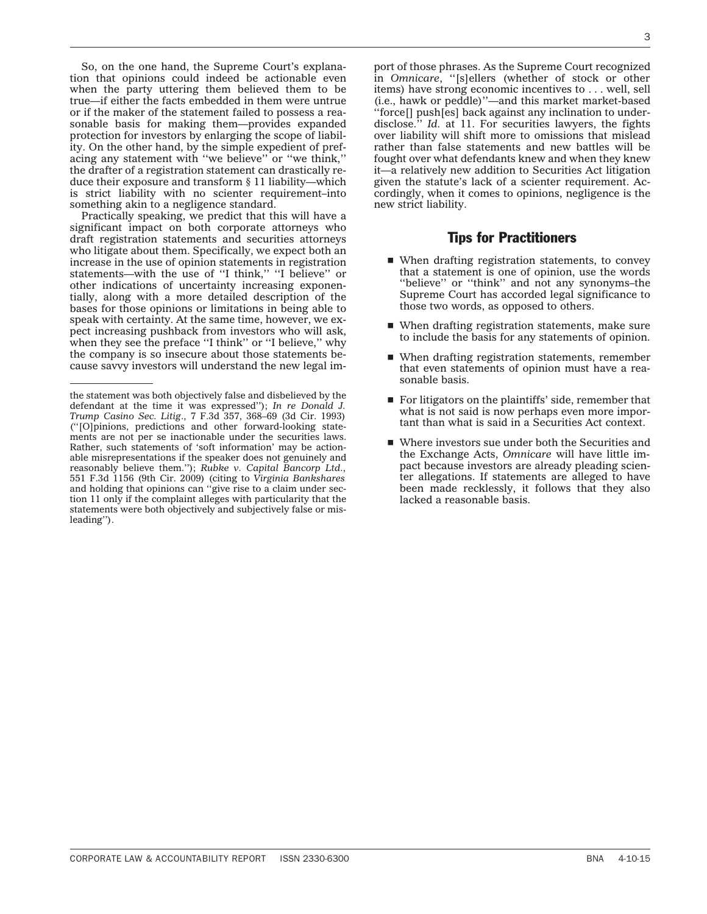So, on the one hand, the Supreme Court's explanation that opinions could indeed be actionable even when the party uttering them believed them to be true—if either the facts embedded in them were untrue or if the maker of the statement failed to possess a reasonable basis for making them—provides expanded protection for investors by enlarging the scope of liability. On the other hand, by the simple expedient of prefacing any statement with ''we believe'' or ''we think,'' the drafter of a registration statement can drastically reduce their exposure and transform § 11 liability—which is strict liability with no scienter requirement–into something akin to a negligence standard.

Practically speaking, we predict that this will have a significant impact on both corporate attorneys who draft registration statements and securities attorneys who litigate about them. Specifically, we expect both an increase in the use of opinion statements in registration statements—with the use of ''I think,'' ''I believe'' or other indications of uncertainty increasing exponentially, along with a more detailed description of the bases for those opinions or limitations in being able to speak with certainty. At the same time, however, we expect increasing pushback from investors who will ask, when they see the preface ''I think'' or ''I believe,'' why the company is so insecure about those statements because savvy investors will understand the new legal import of those phrases. As the Supreme Court recognized in *Omnicare*, ''[s]ellers (whether of stock or other items) have strong economic incentives to . . . well, sell (i.e., hawk or peddle)''—and this market market-based ''force[] push[es] back against any inclination to underdisclose.'' *Id.* at 11. For securities lawyers, the fights over liability will shift more to omissions that mislead rather than false statements and new battles will be fought over what defendants knew and when they knew it—a relatively new addition to Securities Act litigation given the statute's lack of a scienter requirement. Accordingly, when it comes to opinions, negligence is the new strict liability.

## Tips for Practitioners

- When drafting registration statements, to convey that a statement is one of opinion, use the words ''believe'' or ''think'' and not any synonyms–the Supreme Court has accorded legal significance to those two words, as opposed to others.
- When drafting registration statements, make sure to include the basis for any statements of opinion.
- When drafting registration statements, remember that even statements of opinion must have a reasonable basis.
- For litigators on the plaintiffs' side, remember that what is not said is now perhaps even more important than what is said in a Securities Act context.
- Where investors sue under both the Securities and the Exchange Acts, *Omnicare* will have little impact because investors are already pleading scienter allegations. If statements are alleged to have been made recklessly, it follows that they also lacked a reasonable basis.

---

the statement was both objectively false and disbelieved by the defendant at the time it was expressed''); *In re Donald J. Trump Casino Sec. Litig*., 7 F.3d 357, 368–69 (3d Cir. 1993) (''[O]pinions, predictions and other forward-looking statements are not per se inactionable under the securities laws. Rather, such statements of 'soft information' may be actionable misrepresentations if the speaker does not genuinely and reasonably believe them.''); *Rubke v. Capital Bancorp Ltd*., 551 F.3d 1156 (9th Cir. 2009) (citing to *Virginia Bankshares* and holding that opinions can ''give rise to a claim under section 11 only if the complaint alleges with particularity that the statements were both objectively and subjectively false or misleading'').